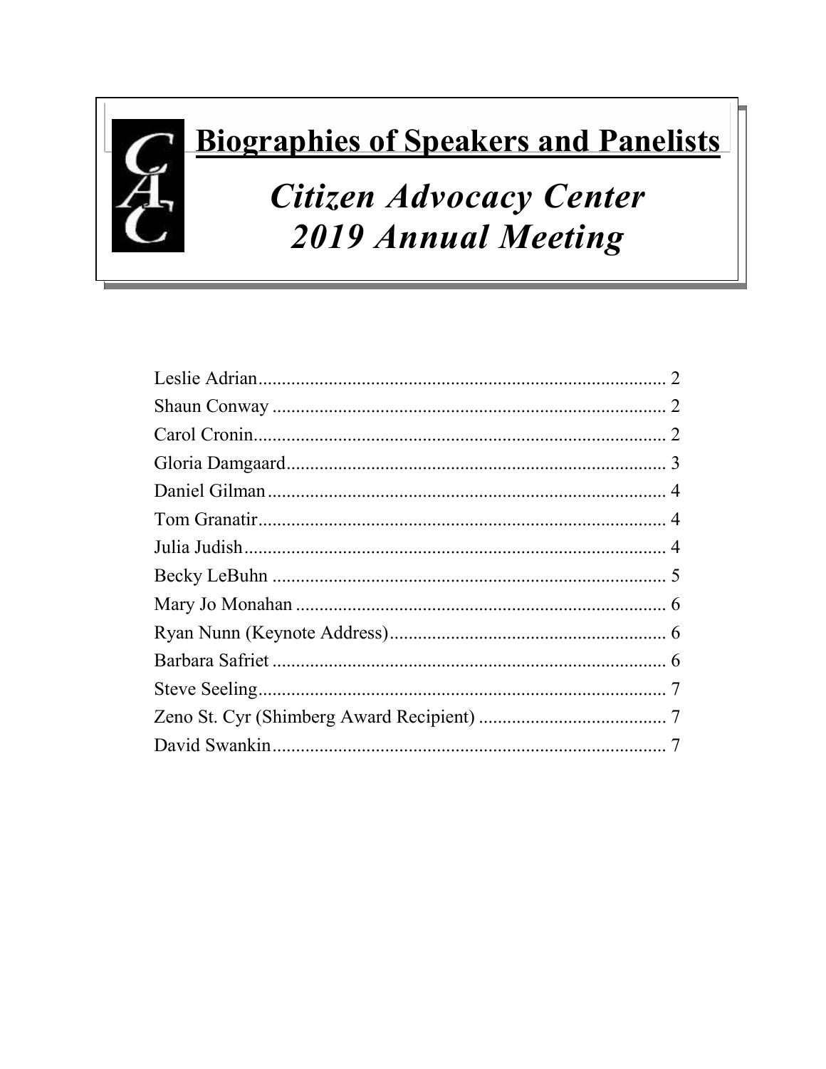# Biographies of Speakers and Panelists

## *Citizen Advocacy Center 2019 Annual Meeting*

Leslie Adrian....................................................................................... 2
Shaun Conway .................................................................................... 2
Carol Cronin........................................................................................ 2
Gloria Damgaard................................................................................. 3
Daniel Gilman ..................................................................................... 4
Tom Granatir....................................................................................... 4
Julia Judish.......................................................................................... 4
Becky LeBuhn .................................................................................... 5
Mary Jo Monahan ............................................................................... 6
Ryan Nunn (Keynote Address)........................................................... 6
Barbara Safriet .................................................................................... 6
Steve Seeling....................................................................................... 7
Zeno St. Cyr (Shimberg Award Recipient) ........................................ 7
David Swankin.................................................................................... 7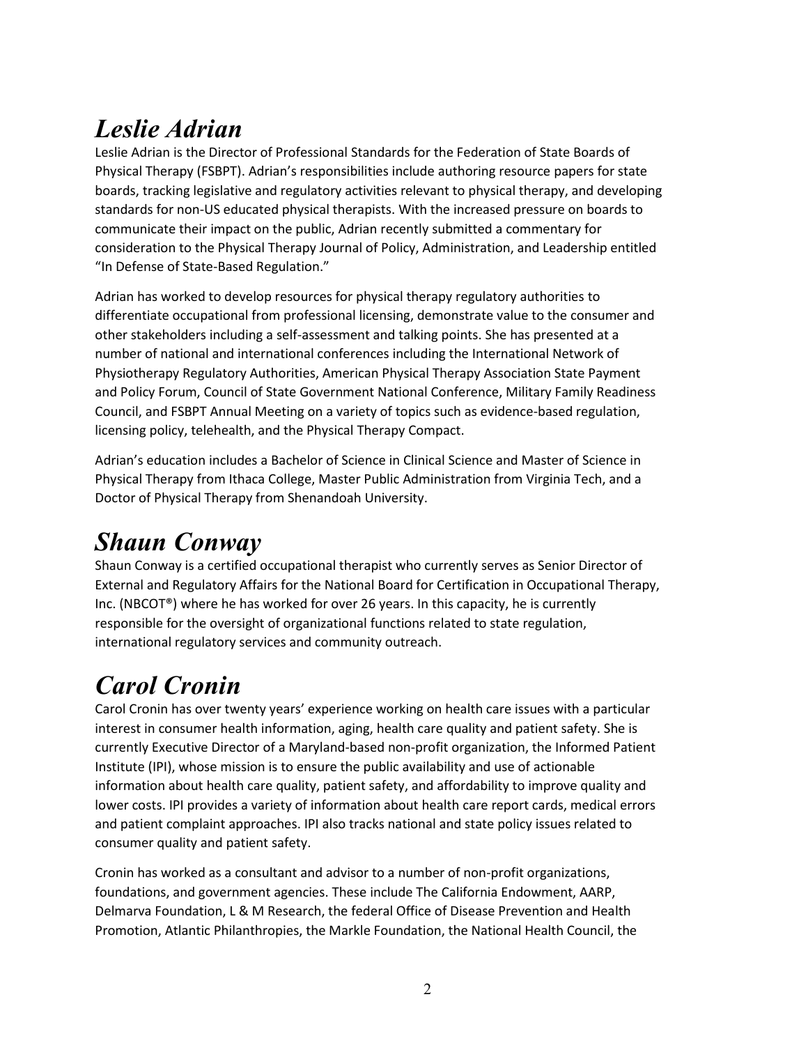## *Leslie Adrian*

Leslie Adrian is the Director of Professional Standards for the Federation of State Boards of Physical Therapy (FSBPT). Adrian's responsibilities include authoring resource papers for state boards, tracking legislative and regulatory activities relevant to physical therapy, and developing standards for non-US educated physical therapists. With the increased pressure on boards to communicate their impact on the public, Adrian recently submitted a commentary for consideration to the Physical Therapy Journal of Policy, Administration, and Leadership entitled "In Defense of State-Based Regulation."

Adrian has worked to develop resources for physical therapy regulatory authorities to differentiate occupational from professional licensing, demonstrate value to the consumer and other stakeholders including a self-assessment and talking points. She has presented at a number of national and international conferences including the International Network of Physiotherapy Regulatory Authorities, American Physical Therapy Association State Payment and Policy Forum, Council of State Government National Conference, Military Family Readiness Council, and FSBPT Annual Meeting on a variety of topics such as evidence-based regulation, licensing policy, telehealth, and the Physical Therapy Compact.

Adrian's education includes a Bachelor of Science in Clinical Science and Master of Science in Physical Therapy from Ithaca College, Master Public Administration from Virginia Tech, and a Doctor of Physical Therapy from Shenandoah University.

## *Shaun Conway*

Shaun Conway is a certified occupational therapist who currently serves as Senior Director of External and Regulatory Affairs for the National Board for Certification in Occupational Therapy, Inc. (NBCOT®) where he has worked for over 26 years. In this capacity, he is currently responsible for the oversight of organizational functions related to state regulation, international regulatory services and community outreach.

## *Carol Cronin*

Carol Cronin has over twenty years' experience working on health care issues with a particular interest in consumer health information, aging, health care quality and patient safety. She is currently Executive Director of a Maryland-based non-profit organization, the Informed Patient Institute (IPI), whose mission is to ensure the public availability and use of actionable information about health care quality, patient safety, and affordability to improve quality and lower costs. IPI provides a variety of information about health care report cards, medical errors and patient complaint approaches. IPI also tracks national and state policy issues related to consumer quality and patient safety.

Cronin has worked as a consultant and advisor to a number of non-profit organizations, foundations, and government agencies. These include The California Endowment, AARP, Delmarva Foundation, L & M Research, the federal Office of Disease Prevention and Health Promotion, Atlantic Philanthropies, the Markle Foundation, the National Health Council, the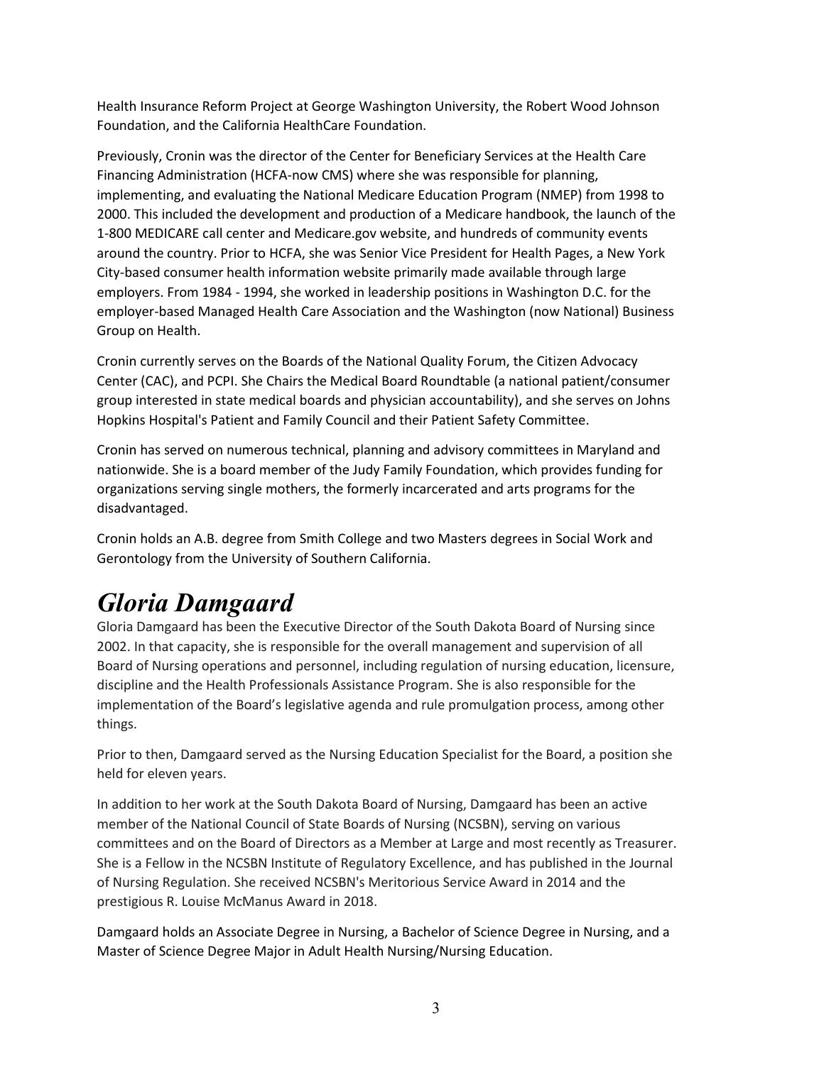Health Insurance Reform Project at George Washington University, the Robert Wood Johnson Foundation, and the California HealthCare Foundation.

Previously, Cronin was the director of the Center for Beneficiary Services at the Health Care Financing Administration (HCFA-now CMS) where she was responsible for planning, implementing, and evaluating the National Medicare Education Program (NMEP) from 1998 to 2000. This included the development and production of a Medicare handbook, the launch of the 1-800 MEDICARE call center and Medicare.gov website, and hundreds of community events around the country. Prior to HCFA, she was Senior Vice President for Health Pages, a New York City-based consumer health information website primarily made available through large employers. From 1984 - 1994, she worked in leadership positions in Washington D.C. for the employer-based Managed Health Care Association and the Washington (now National) Business Group on Health.

Cronin currently serves on the Boards of the National Quality Forum, the Citizen Advocacy Center (CAC), and PCPI. She Chairs the Medical Board Roundtable (a national patient/consumer group interested in state medical boards and physician accountability), and she serves on Johns Hopkins Hospital's Patient and Family Council and their Patient Safety Committee.

Cronin has served on numerous technical, planning and advisory committees in Maryland and nationwide. She is a board member of the Judy Family Foundation, which provides funding for organizations serving single mothers, the formerly incarcerated and arts programs for the disadvantaged.

Cronin holds an A.B. degree from Smith College and two Masters degrees in Social Work and Gerontology from the University of Southern California.

# *Gloria Damgaard*

Gloria Damgaard has been the Executive Director of the South Dakota Board of Nursing since 2002. In that capacity, she is responsible for the overall management and supervision of all Board of Nursing operations and personnel, including regulation of nursing education, licensure, discipline and the Health Professionals Assistance Program. She is also responsible for the implementation of the Board's legislative agenda and rule promulgation process, among other things.

Prior to then, Damgaard served as the Nursing Education Specialist for the Board, a position she held for eleven years.

In addition to her work at the South Dakota Board of Nursing, Damgaard has been an active member of the National Council of State Boards of Nursing (NCSBN), serving on various committees and on the Board of Directors as a Member at Large and most recently as Treasurer. She is a Fellow in the NCSBN Institute of Regulatory Excellence, and has published in the Journal of Nursing Regulation. She received NCSBN's Meritorious Service Award in 2014 and the prestigious R. Louise McManus Award in 2018.

Damgaard holds an Associate Degree in Nursing, a Bachelor of Science Degree in Nursing, and a Master of Science Degree Major in Adult Health Nursing/Nursing Education.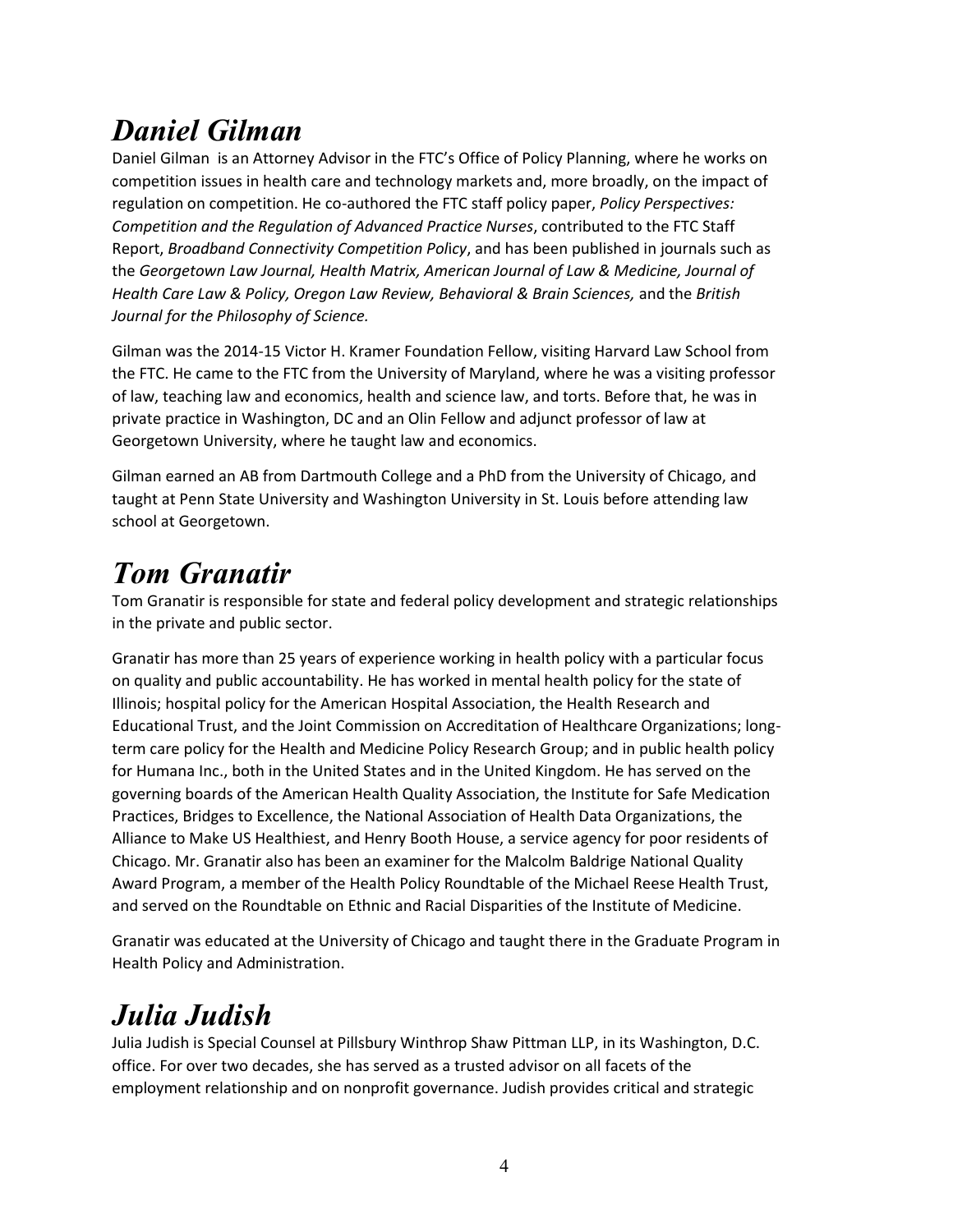# *Daniel Gilman*

Daniel Gilman is an Attorney Advisor in the FTC's Office of Policy Planning, where he works on competition issues in health care and technology markets and, more broadly, on the impact of regulation on competition. He co-authored the FTC staff policy paper, *Policy Perspectives: Competition and the Regulation of Advanced Practice Nurses*, contributed to the FTC Staff Report, *Broadband Connectivity Competition Policy*, and has been published in journals such as the *Georgetown Law Journal, Health Matrix, American Journal of Law & Medicine, Journal of Health Care Law & Policy, Oregon Law Review, Behavioral & Brain Sciences,* and the *British Journal for the Philosophy of Science.*

Gilman was the 2014-15 Victor H. Kramer Foundation Fellow, visiting Harvard Law School from the FTC. He came to the FTC from the University of Maryland, where he was a visiting professor of law, teaching law and economics, health and science law, and torts. Before that, he was in private practice in Washington, DC and an Olin Fellow and adjunct professor of law at Georgetown University, where he taught law and economics.

Gilman earned an AB from Dartmouth College and a PhD from the University of Chicago, and taught at Penn State University and Washington University in St. Louis before attending law school at Georgetown.

# *Tom Granatir*

Tom Granatir is responsible for state and federal policy development and strategic relationships in the private and public sector.

Granatir has more than 25 years of experience working in health policy with a particular focus on quality and public accountability. He has worked in mental health policy for the state of Illinois; hospital policy for the American Hospital Association, the Health Research and Educational Trust, and the Joint Commission on Accreditation of Healthcare Organizations; long-term care policy for the Health and Medicine Policy Research Group; and in public health policy for Humana Inc., both in the United States and in the United Kingdom. He has served on the governing boards of the American Health Quality Association, the Institute for Safe Medication Practices, Bridges to Excellence, the National Association of Health Data Organizations, the Alliance to Make US Healthiest, and Henry Booth House, a service agency for poor residents of Chicago. Mr. Granatir also has been an examiner for the Malcolm Baldrige National Quality Award Program, a member of the Health Policy Roundtable of the Michael Reese Health Trust, and served on the Roundtable on Ethnic and Racial Disparities of the Institute of Medicine.

Granatir was educated at the University of Chicago and taught there in the Graduate Program in Health Policy and Administration.

# *Julia Judish*

Julia Judish is Special Counsel at Pillsbury Winthrop Shaw Pittman LLP, in its Washington, D.C. office. For over two decades, she has served as a trusted advisor on all facets of the employment relationship and on nonprofit governance. Judish provides critical and strategic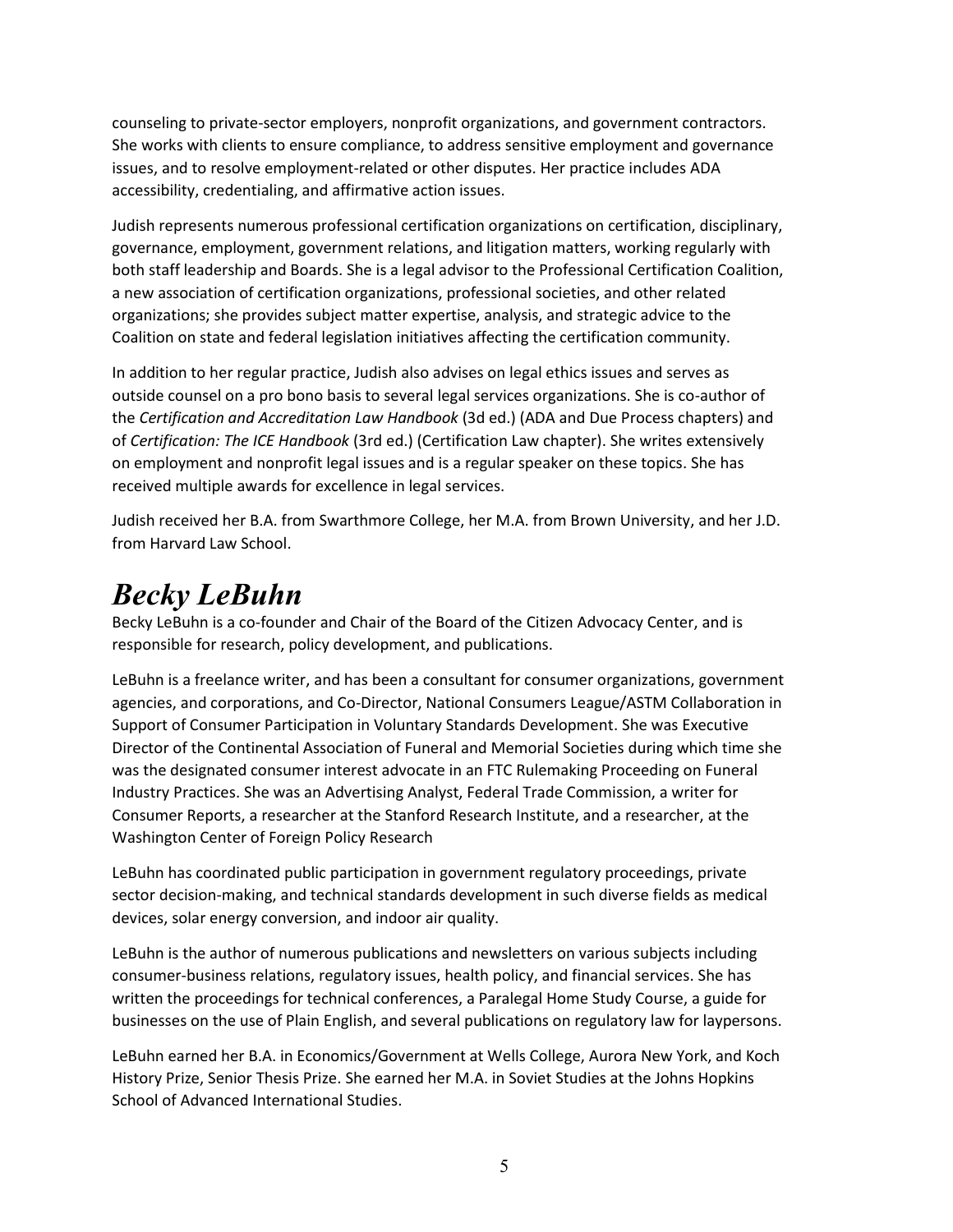counseling to private-sector employers, nonprofit organizations, and government contractors. She works with clients to ensure compliance, to address sensitive employment and governance issues, and to resolve employment-related or other disputes. Her practice includes ADA accessibility, credentialing, and affirmative action issues.

Judish represents numerous professional certification organizations on certification, disciplinary, governance, employment, government relations, and litigation matters, working regularly with both staff leadership and Boards. She is a legal advisor to the Professional Certification Coalition, a new association of certification organizations, professional societies, and other related organizations; she provides subject matter expertise, analysis, and strategic advice to the Coalition on state and federal legislation initiatives affecting the certification community.

In addition to her regular practice, Judish also advises on legal ethics issues and serves as outside counsel on a pro bono basis to several legal services organizations. She is co-author of the *Certification and Accreditation Law Handbook* (3d ed.) (ADA and Due Process chapters) and of *Certification: The ICE Handbook* (3rd ed.) (Certification Law chapter). She writes extensively on employment and nonprofit legal issues and is a regular speaker on these topics. She has received multiple awards for excellence in legal services.

Judish received her B.A. from Swarthmore College, her M.A. from Brown University, and her J.D. from Harvard Law School.

# *Becky LeBuhn*

Becky LeBuhn is a co-founder and Chair of the Board of the Citizen Advocacy Center, and is responsible for research, policy development, and publications.

LeBuhn is a freelance writer, and has been a consultant for consumer organizations, government agencies, and corporations, and Co-Director, National Consumers League/ASTM Collaboration in Support of Consumer Participation in Voluntary Standards Development. She was Executive Director of the Continental Association of Funeral and Memorial Societies during which time she was the designated consumer interest advocate in an FTC Rulemaking Proceeding on Funeral Industry Practices. She was an Advertising Analyst, Federal Trade Commission, a writer for Consumer Reports, a researcher at the Stanford Research Institute, and a researcher, at the Washington Center of Foreign Policy Research

LeBuhn has coordinated public participation in government regulatory proceedings, private sector decision-making, and technical standards development in such diverse fields as medical devices, solar energy conversion, and indoor air quality.

LeBuhn is the author of numerous publications and newsletters on various subjects including consumer-business relations, regulatory issues, health policy, and financial services. She has written the proceedings for technical conferences, a Paralegal Home Study Course, a guide for businesses on the use of Plain English, and several publications on regulatory law for laypersons.

LeBuhn earned her B.A. in Economics/Government at Wells College, Aurora New York, and Koch History Prize, Senior Thesis Prize. She earned her M.A. in Soviet Studies at the Johns Hopkins School of Advanced International Studies.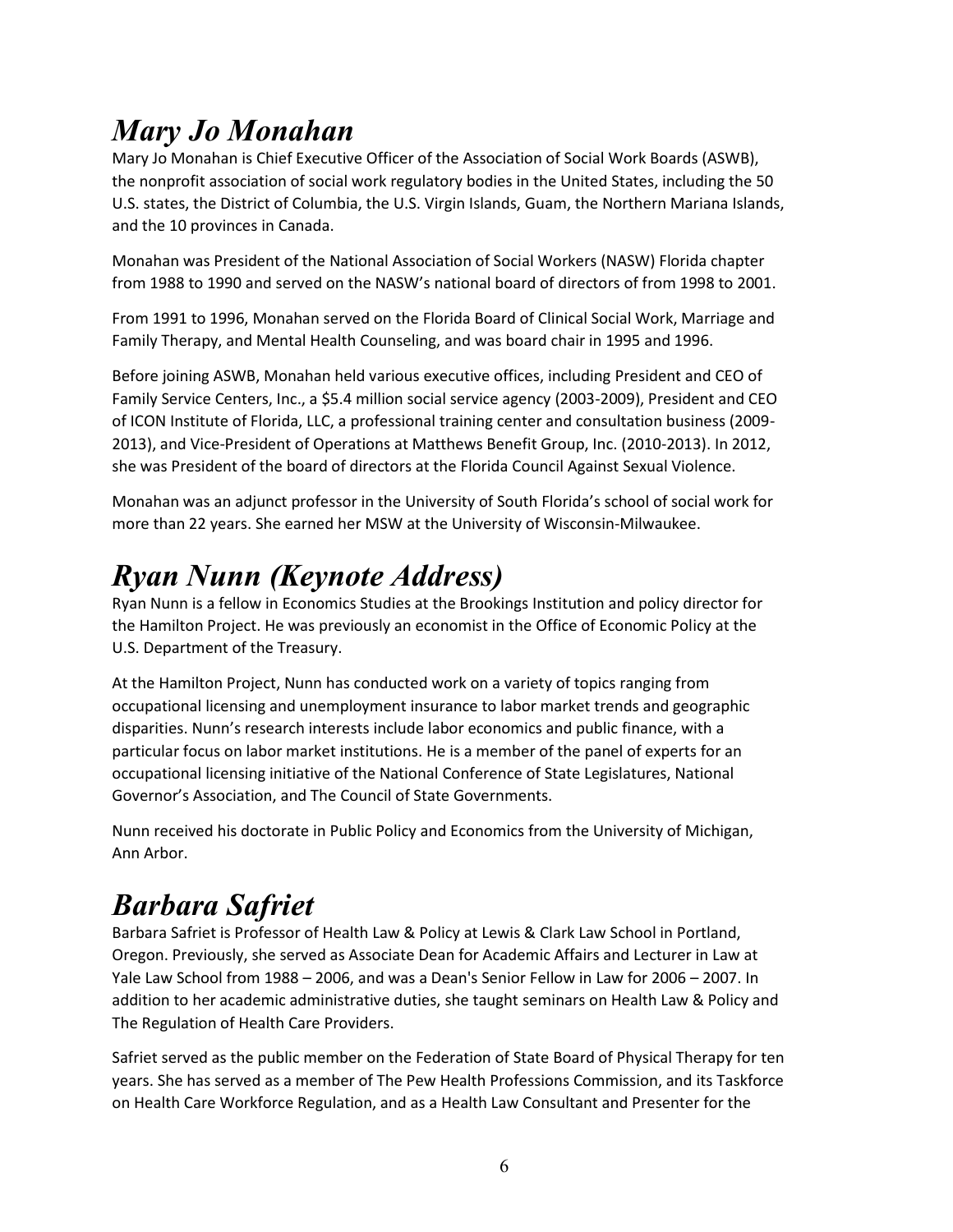## *Mary Jo Monahan*

Mary Jo Monahan is Chief Executive Officer of the Association of Social Work Boards (ASWB), the nonprofit association of social work regulatory bodies in the United States, including the 50 U.S. states, the District of Columbia, the U.S. Virgin Islands, Guam, the Northern Mariana Islands, and the 10 provinces in Canada.

Monahan was President of the National Association of Social Workers (NASW) Florida chapter from 1988 to 1990 and served on the NASW's national board of directors of from 1998 to 2001.

From 1991 to 1996, Monahan served on the Florida Board of Clinical Social Work, Marriage and Family Therapy, and Mental Health Counseling, and was board chair in 1995 and 1996.

Before joining ASWB, Monahan held various executive offices, including President and CEO of Family Service Centers, Inc., a $5.4 million social service agency (2003-2009), President and CEO of ICON Institute of Florida, LLC, a professional training center and consultation business (2009-2013), and Vice-President of Operations at Matthews Benefit Group, Inc. (2010-2013). In 2012, she was President of the board of directors at the Florida Council Against Sexual Violence.

Monahan was an adjunct professor in the University of South Florida's school of social work for more than 22 years. She earned her MSW at the University of Wisconsin-Milwaukee.

## *Ryan Nunn (Keynote Address)*

Ryan Nunn is a fellow in Economics Studies at the Brookings Institution and policy director for the Hamilton Project. He was previously an economist in the Office of Economic Policy at the U.S. Department of the Treasury.

At the Hamilton Project, Nunn has conducted work on a variety of topics ranging from occupational licensing and unemployment insurance to labor market trends and geographic disparities. Nunn's research interests include labor economics and public finance, with a particular focus on labor market institutions. He is a member of the panel of experts for an occupational licensing initiative of the National Conference of State Legislatures, National Governor's Association, and The Council of State Governments.

Nunn received his doctorate in Public Policy and Economics from the University of Michigan, Ann Arbor.

## *Barbara Safriet*

Barbara Safriet is Professor of Health Law & Policy at Lewis & Clark Law School in Portland, Oregon. Previously, she served as Associate Dean for Academic Affairs and Lecturer in Law at Yale Law School from 1988 – 2006, and was a Dean's Senior Fellow in Law for 2006 – 2007. In addition to her academic administrative duties, she taught seminars on Health Law & Policy and The Regulation of Health Care Providers.

Safriet served as the public member on the Federation of State Board of Physical Therapy for ten years. She has served as a member of The Pew Health Professions Commission, and its Taskforce on Health Care Workforce Regulation, and as a Health Law Consultant and Presenter for the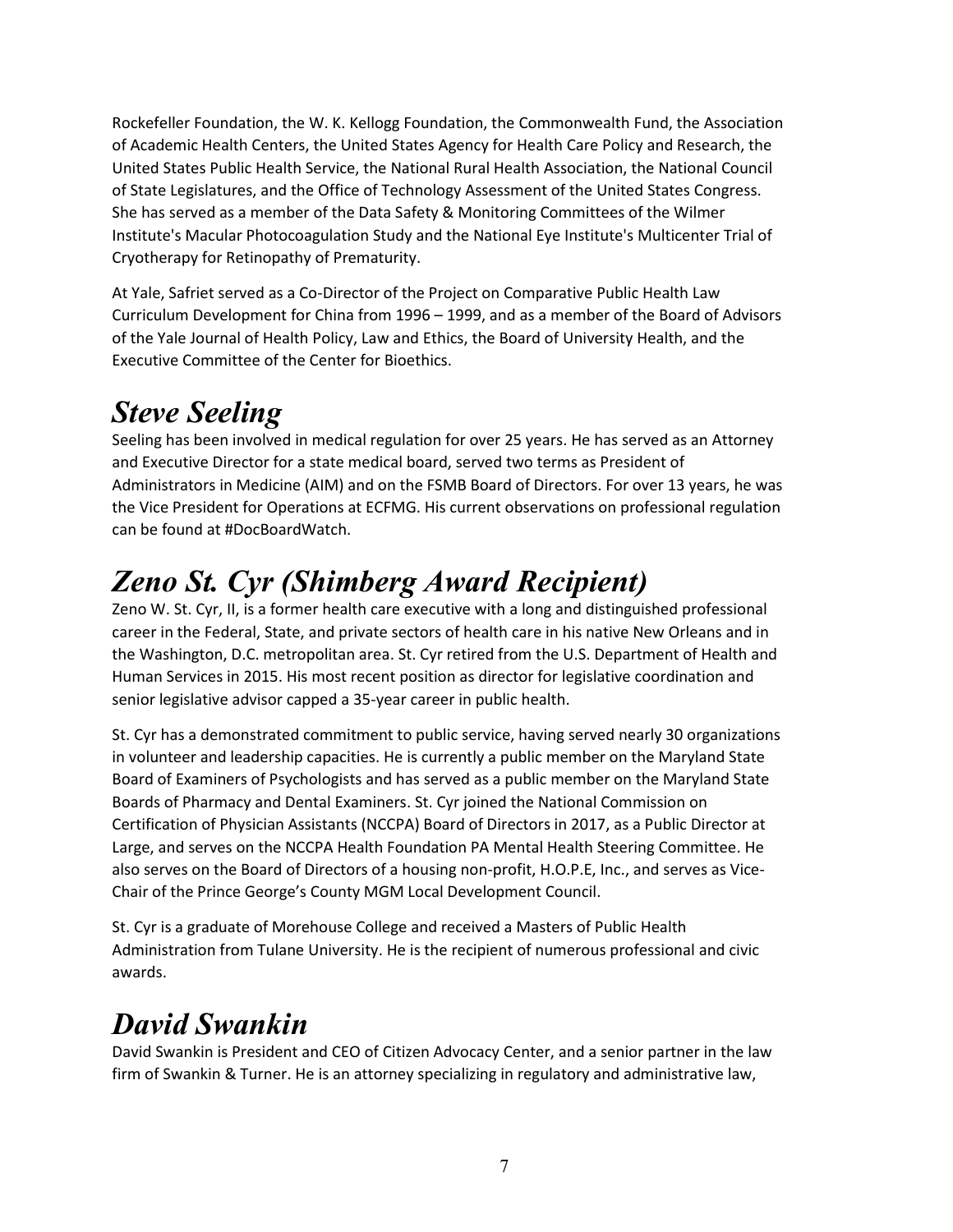Rockefeller Foundation, the W. K. Kellogg Foundation, the Commonwealth Fund, the Association of Academic Health Centers, the United States Agency for Health Care Policy and Research, the United States Public Health Service, the National Rural Health Association, the National Council of State Legislatures, and the Office of Technology Assessment of the United States Congress. She has served as a member of the Data Safety & Monitoring Committees of the Wilmer Institute's Macular Photocoagulation Study and the National Eye Institute's Multicenter Trial of Cryotherapy for Retinopathy of Prematurity.

At Yale, Safriet served as a Co-Director of the Project on Comparative Public Health Law Curriculum Development for China from 1996 – 1999, and as a member of the Board of Advisors of the Yale Journal of Health Policy, Law and Ethics, the Board of University Health, and the Executive Committee of the Center for Bioethics.

# *Steve Seeling*

Seeling has been involved in medical regulation for over 25 years. He has served as an Attorney and Executive Director for a state medical board, served two terms as President of Administrators in Medicine (AIM) and on the FSMB Board of Directors. For over 13 years, he was the Vice President for Operations at ECFMG. His current observations on professional regulation can be found at #DocBoardWatch.

# *Zeno St. Cyr (Shimberg Award Recipient)*

Zeno W. St. Cyr, II, is a former health care executive with a long and distinguished professional career in the Federal, State, and private sectors of health care in his native New Orleans and in the Washington, D.C. metropolitan area. St. Cyr retired from the U.S. Department of Health and Human Services in 2015. His most recent position as director for legislative coordination and senior legislative advisor capped a 35-year career in public health.

St. Cyr has a demonstrated commitment to public service, having served nearly 30 organizations in volunteer and leadership capacities. He is currently a public member on the Maryland State Board of Examiners of Psychologists and has served as a public member on the Maryland State Boards of Pharmacy and Dental Examiners. St. Cyr joined the National Commission on Certification of Physician Assistants (NCCPA) Board of Directors in 2017, as a Public Director at Large, and serves on the NCCPA Health Foundation PA Mental Health Steering Committee. He also serves on the Board of Directors of a housing non-profit, H.O.P.E, Inc., and serves as Vice-Chair of the Prince George's County MGM Local Development Council.

St. Cyr is a graduate of Morehouse College and received a Masters of Public Health Administration from Tulane University. He is the recipient of numerous professional and civic awards.

# *David Swankin*

David Swankin is President and CEO of Citizen Advocacy Center, and a senior partner in the law firm of Swankin & Turner. He is an attorney specializing in regulatory and administrative law,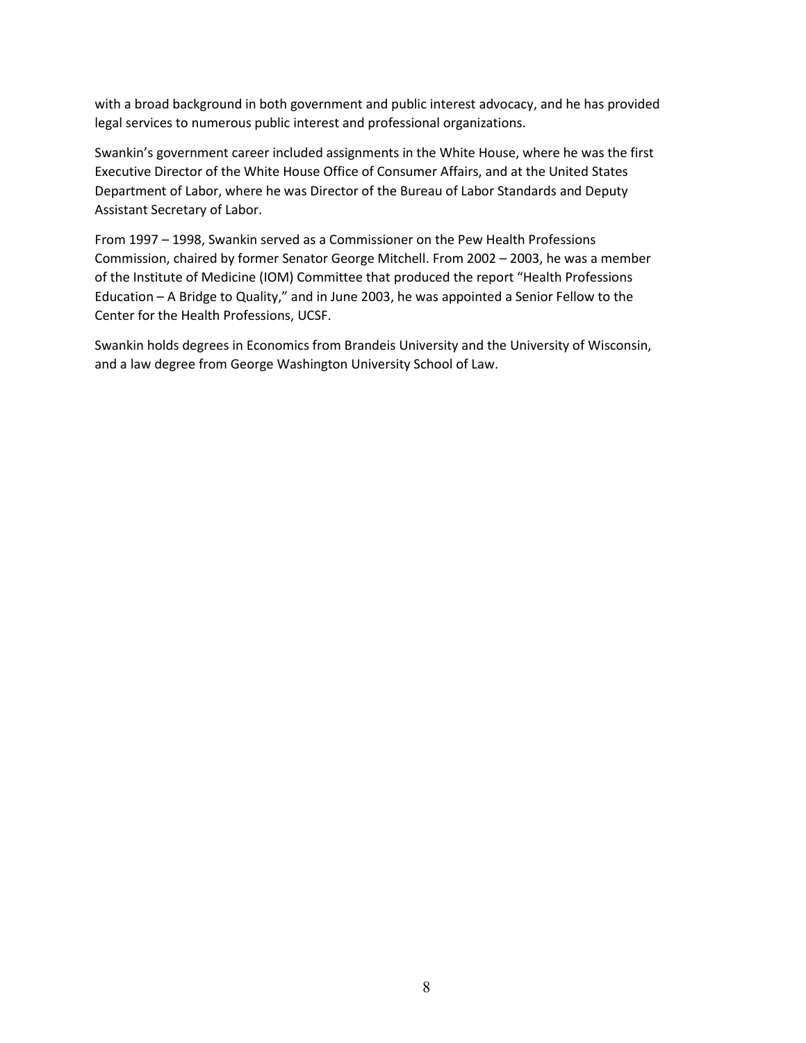with a broad background in both government and public interest advocacy, and he has provided legal services to numerous public interest and professional organizations.

Swankin's government career included assignments in the White House, where he was the first Executive Director of the White House Office of Consumer Affairs, and at the United States Department of Labor, where he was Director of the Bureau of Labor Standards and Deputy Assistant Secretary of Labor.

From 1997 – 1998, Swankin served as a Commissioner on the Pew Health Professions Commission, chaired by former Senator George Mitchell. From 2002 – 2003, he was a member of the Institute of Medicine (IOM) Committee that produced the report "Health Professions Education – A Bridge to Quality," and in June 2003, he was appointed a Senior Fellow to the Center for the Health Professions, UCSF.

Swankin holds degrees in Economics from Brandeis University and the University of Wisconsin, and a law degree from George Washington University School of Law.